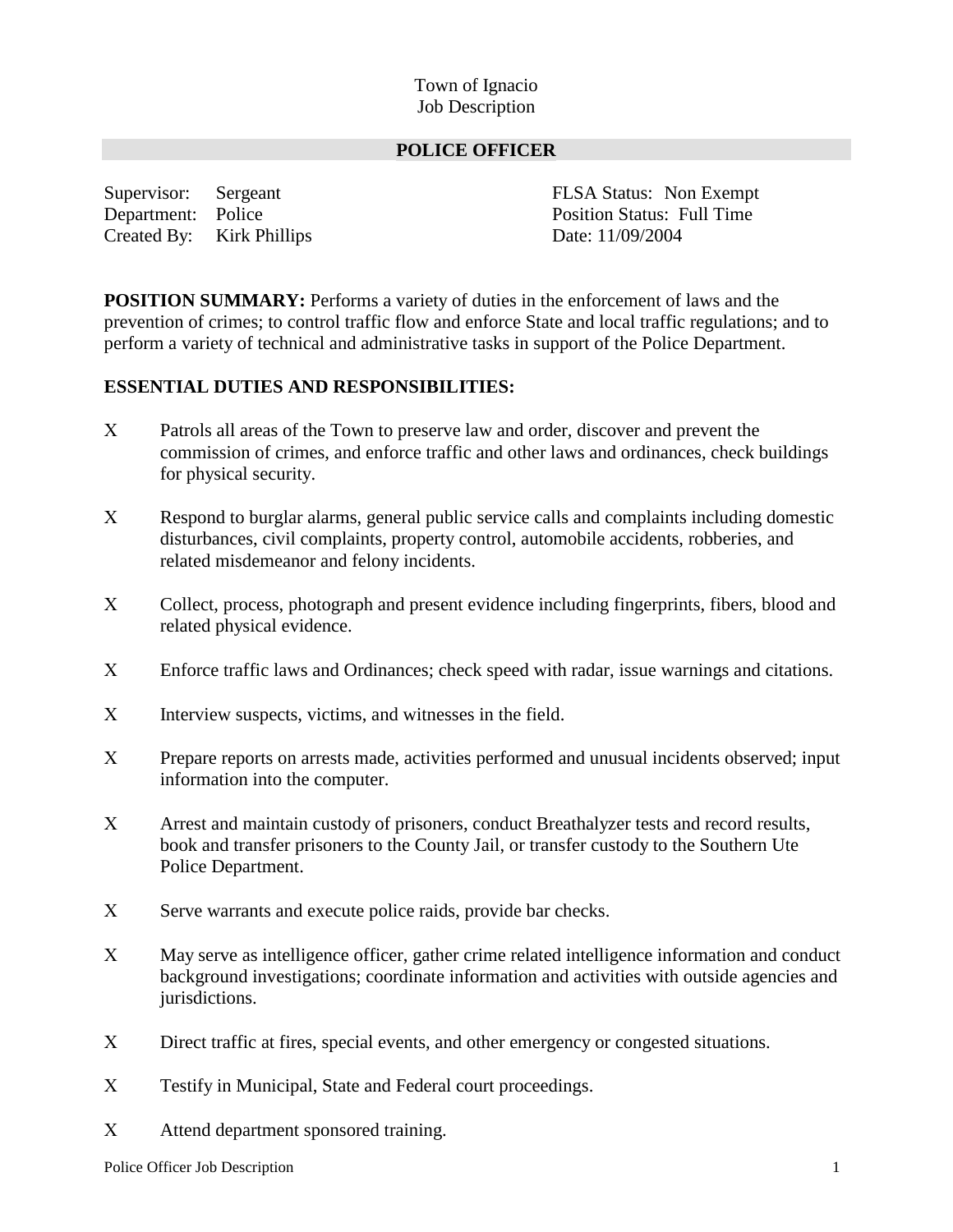Town of Ignacio
Job Description

## POLICE OFFICER

| | | | |
|---|---|---|---|
| Supervisor: | Sergeant | FLSA Status: | Non Exempt |
| Department: | Police | Position Status: | Full Time |
| Created By: | Kirk Phillips | Date: | 11/09/2004 |

**POSITION SUMMARY:** Performs a variety of duties in the enforcement of laws and the prevention of crimes; to control traffic flow and enforce State and local traffic regulations; and to perform a variety of technical and administrative tasks in support of the Police Department.

**ESSENTIAL DUTIES AND RESPONSIBILITIES:**

X Patrols all areas of the Town to preserve law and order, discover and prevent the commission of crimes, and enforce traffic and other laws and ordinances, check buildings for physical security.

X Respond to burglar alarms, general public service calls and complaints including domestic disturbances, civil complaints, property control, automobile accidents, robberies, and related misdemeanor and felony incidents.

X Collect, process, photograph and present evidence including fingerprints, fibers, blood and related physical evidence.

X Enforce traffic laws and Ordinances; check speed with radar, issue warnings and citations.

X Interview suspects, victims, and witnesses in the field.

X Prepare reports on arrests made, activities performed and unusual incidents observed; input information into the computer.

X Arrest and maintain custody of prisoners, conduct Breathalyzer tests and record results, book and transfer prisoners to the County Jail, or transfer custody to the Southern Ute Police Department.

X Serve warrants and execute police raids, provide bar checks.

X May serve as intelligence officer, gather crime related intelligence information and conduct background investigations; coordinate information and activities with outside agencies and jurisdictions.

X Direct traffic at fires, special events, and other emergency or congested situations.

X Testify in Municipal, State and Federal court proceedings.

X Attend department sponsored training.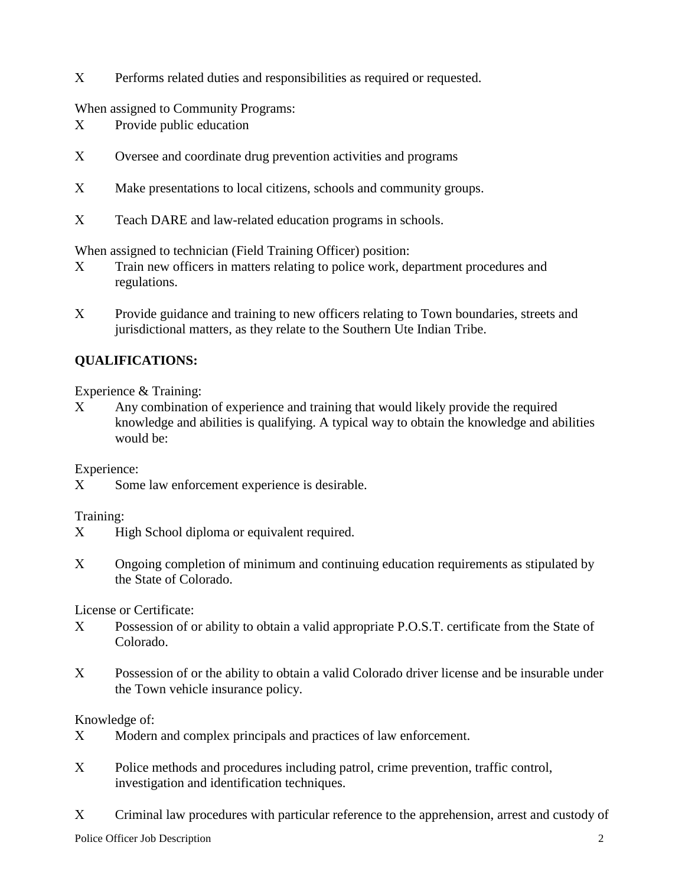X Performs related duties and responsibilities as required or requested.

When assigned to Community Programs:

X Provide public education

X Oversee and coordinate drug prevention activities and programs

X Make presentations to local citizens, schools and community groups.

X Teach DARE and law-related education programs in schools.

When assigned to technician (Field Training Officer) position:

X Train new officers in matters relating to police work, department procedures and regulations.

X Provide guidance and training to new officers relating to Town boundaries, streets and jurisdictional matters, as they relate to the Southern Ute Indian Tribe.

**QUALIFICATIONS:**

Experience & Training:

X Any combination of experience and training that would likely provide the required knowledge and abilities is qualifying. A typical way to obtain the knowledge and abilities would be:

Experience:

X Some law enforcement experience is desirable.

Training:

X High School diploma or equivalent required.

X Ongoing completion of minimum and continuing education requirements as stipulated by the State of Colorado.

License or Certificate:

X Possession of or ability to obtain a valid appropriate P.O.S.T. certificate from the State of Colorado.

X Possession of or the ability to obtain a valid Colorado driver license and be insurable under the Town vehicle insurance policy.

Knowledge of:

X Modern and complex principals and practices of law enforcement.

X Police methods and procedures including patrol, crime prevention, traffic control, investigation and identification techniques.

X Criminal law procedures with particular reference to the apprehension, arrest and custody of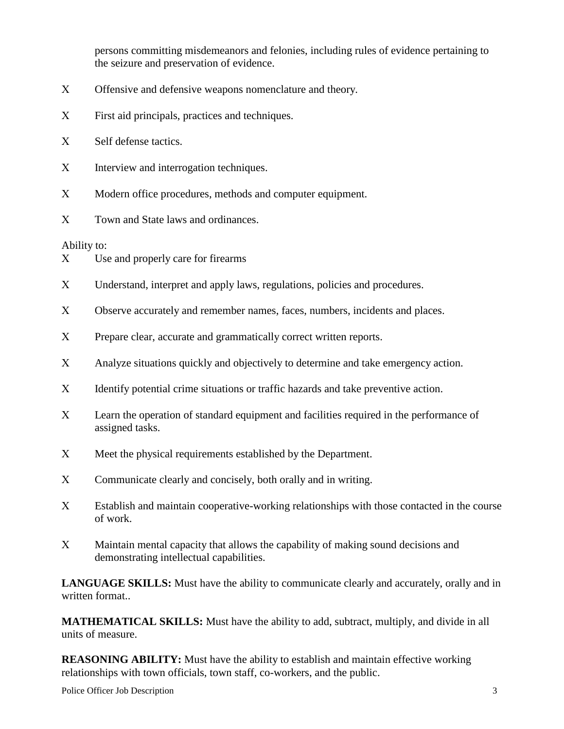persons committing misdemeanors and felonies, including rules of evidence pertaining to the seizure and preservation of evidence.

- X Offensive and defensive weapons nomenclature and theory.
- X First aid principals, practices and techniques.
- X Self defense tactics.
- X Interview and interrogation techniques.
- X Modern office procedures, methods and computer equipment.
- X Town and State laws and ordinances.

Ability to:

- X Use and properly care for firearms
- X Understand, interpret and apply laws, regulations, policies and procedures.
- X Observe accurately and remember names, faces, numbers, incidents and places.
- X Prepare clear, accurate and grammatically correct written reports.
- X Analyze situations quickly and objectively to determine and take emergency action.
- X Identify potential crime situations or traffic hazards and take preventive action.
- X Learn the operation of standard equipment and facilities required in the performance of assigned tasks.
- X Meet the physical requirements established by the Department.
- X Communicate clearly and concisely, both orally and in writing.
- X Establish and maintain cooperative-working relationships with those contacted in the course of work.
- X Maintain mental capacity that allows the capability of making sound decisions and demonstrating intellectual capabilities.

**LANGUAGE SKILLS:** Must have the ability to communicate clearly and accurately, orally and in written format..

**MATHEMATICAL SKILLS:** Must have the ability to add, subtract, multiply, and divide in all units of measure.

**REASONING ABILITY:** Must have the ability to establish and maintain effective working relationships with town officials, town staff, co-workers, and the public.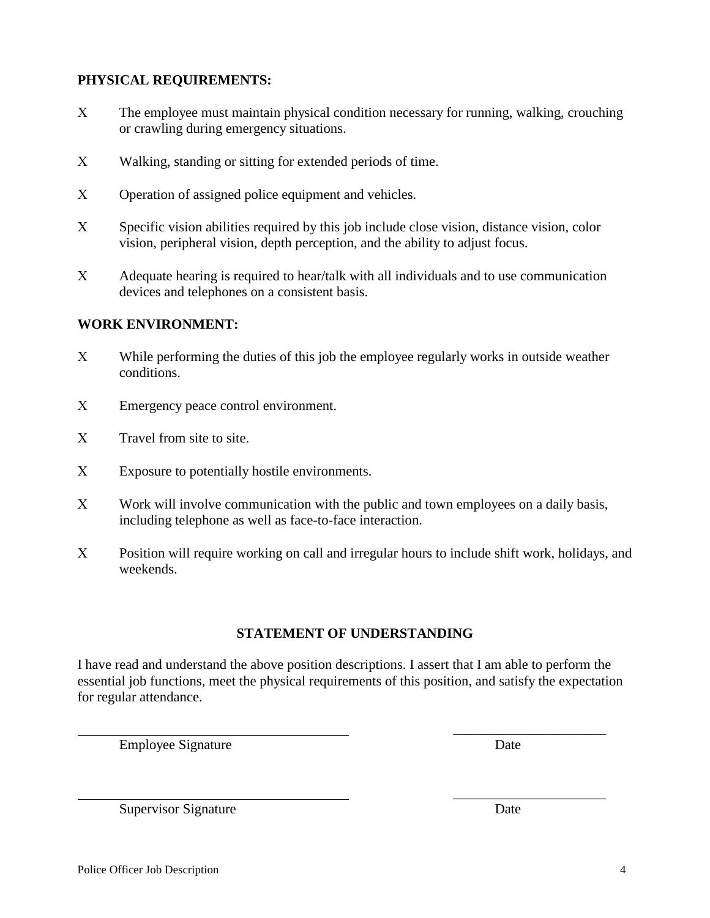**PHYSICAL REQUIREMENTS:**

X The employee must maintain physical condition necessary for running, walking, crouching or crawling during emergency situations.

X Walking, standing or sitting for extended periods of time.

X Operation of assigned police equipment and vehicles.

X Specific vision abilities required by this job include close vision, distance vision, color vision, peripheral vision, depth perception, and the ability to adjust focus.

X Adequate hearing is required to hear/talk with all individuals and to use communication devices and telephones on a consistent basis.

**WORK ENVIRONMENT:**

X While performing the duties of this job the employee regularly works in outside weather conditions.

X Emergency peace control environment.

X Travel from site to site.

X Exposure to potentially hostile environments.

X Work will involve communication with the public and town employees on a daily basis, including telephone as well as face-to-face interaction.

X Position will require working on call and irregular hours to include shift work, holidays, and weekends.

**STATEMENT OF UNDERSTANDING**

I have read and understand the above position descriptions. I assert that I am able to perform the essential job functions, meet the physical requirements of this position, and satisfy the expectation for regular attendance.

\_\_\_\_\_\_\_\_\_\_\_\_\_\_\_\_\_\_\_\_\_\_\_\_\_\_\_\_\_\_\_\_\_\_\_\_\_\_\_\_ \_\_\_\_\_\_\_\_\_\_\_\_\_\_\_\_\_\_\_\_\_\_\_

Employee Signature Date

\_\_\_\_\_\_\_\_\_\_\_\_\_\_\_\_\_\_\_\_\_\_\_\_\_\_\_\_\_\_\_\_\_\_\_\_\_\_\_\_ \_\_\_\_\_\_\_\_\_\_\_\_\_\_\_\_\_\_\_\_\_\_\_

Supervisor Signature Date